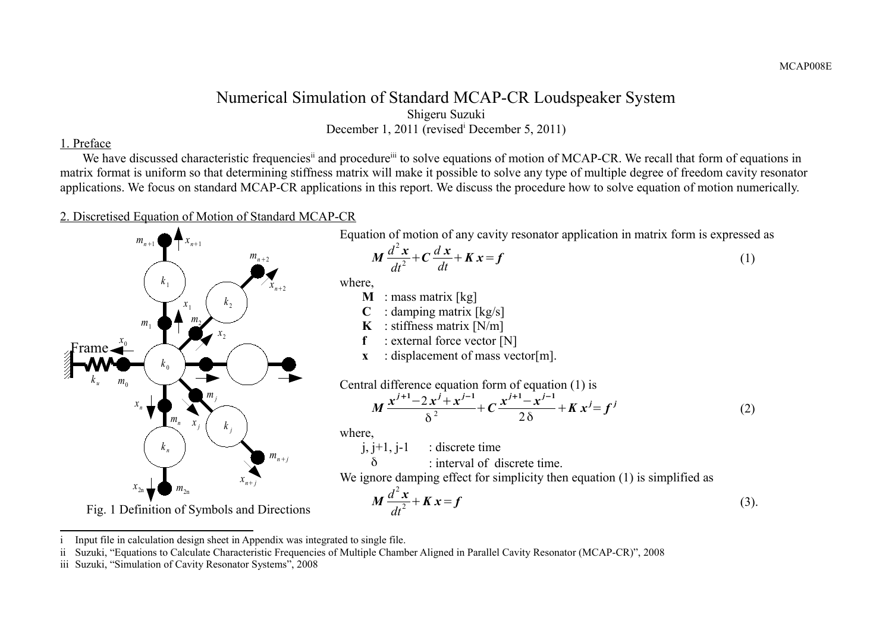# Numerical Simulation of Standard MCAP-CR Loudspeaker System

Shigeru Suzuki

December 1, 2011 (revised[i] December 5, 2011)

## 1. Preface

We have discussed characteristic frequencies[ii] and procedure[iii] to solve equations of motion of MCAP-CR. We recall that form of equations in matrix format is uniform so that determining stiffness matrix will make it possible to solve any type of multiple degree of freedom cavity resonator applications. We focus on standard MCAP-CR applications in this report. We discuss the procedure how to solve equation of motion numerically.

## 2. Discretised Equation of Motion of Standard MCAP-CR

Fig. 1 Definition of Symbols and Directions

Equation of motion of any cavity resonator application in matrix form is expressed as

$$\boldsymbol{M}\frac{d^2\boldsymbol{x}}{dt^2}+\boldsymbol{C}\frac{d\,\boldsymbol{x}}{dt}+\boldsymbol{K}\,\boldsymbol{x}=\boldsymbol{f} \tag{1}$$

where,

- **M** : mass matrix [kg]
- **C** : damping matrix [kg/s]
- **K** : stiffness matrix [N/m]
- **f** : external force vector [N]
- **x** : displacement of mass vector[m].

Central difference equation form of equation (1) is

$$\boldsymbol{M}\frac{\boldsymbol{x}^{j+1}-2\,\boldsymbol{x}^{j}+\boldsymbol{x}^{j-1}}{\delta^2}+\boldsymbol{C}\frac{\boldsymbol{x}^{j+1}-\boldsymbol{x}^{j-1}}{2\,\delta}+\boldsymbol{K}\,\boldsymbol{x}^{j}=\boldsymbol{f}^{j} \tag{2}$$

where,

- $j, j+1, j-1$ : discrete time
- $\delta$ : interval of discrete time.

We ignore damping effect for simplicity then equation (1) is simplified as

$$\boldsymbol{M}\frac{d^2\boldsymbol{x}}{dt^2}+\boldsymbol{K}\,\boldsymbol{x}=\boldsymbol{f} \tag{3}.$$

---

i Input file in calculation design sheet in Appendix was integrated to single file.

ii Suzuki, "Equations to Calculate Characteristic Frequencies of Multiple Chamber Aligned in Parallel Cavity Resonator (MCAP-CR)", 2008

iii Suzuki, "Simulation of Cavity Resonator Systems", 2008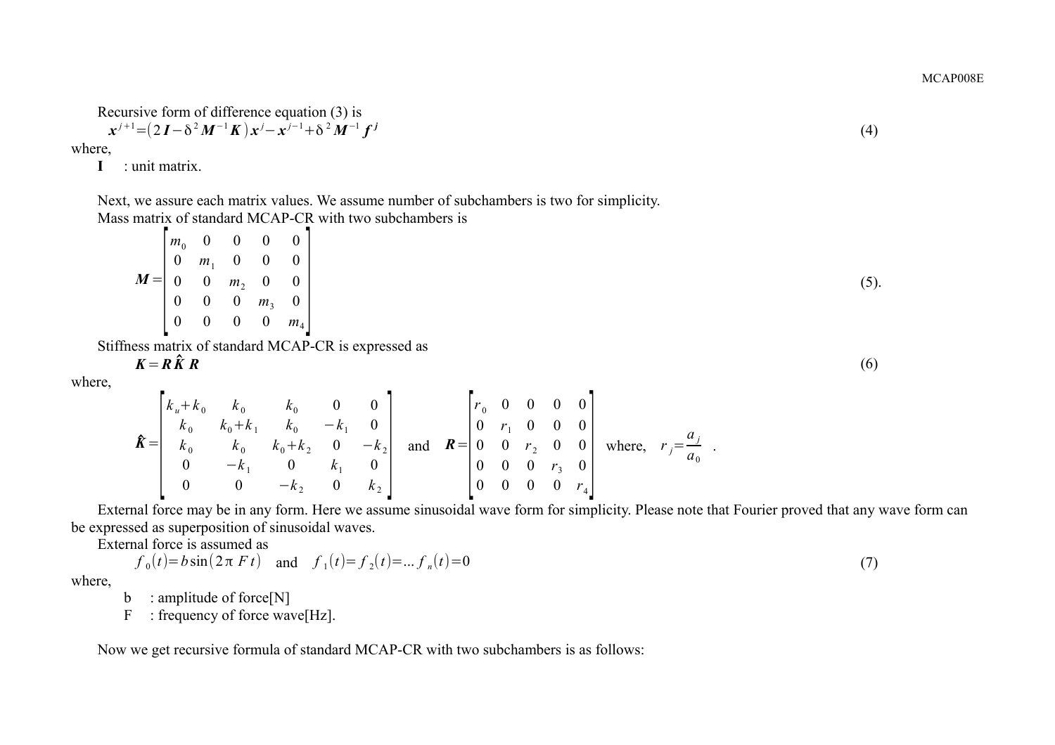Recursive form of difference equation (3) is

$$\boldsymbol{x}^{j+1} = \left(2\boldsymbol{I} - \delta^2 \boldsymbol{M}^{-1}\boldsymbol{K}\right)\boldsymbol{x}^{j} - \boldsymbol{x}^{j-1} + \delta^2 \boldsymbol{M}^{-1}\boldsymbol{f}^{\,j} \tag{4}$$

where,

**I** : unit matrix.

Next, we assure each matrix values. We assume number of subchambers is two for simplicity.

Mass matrix of standard MCAP-CR with two subchambers is

$$\boldsymbol{M} = \begin{bmatrix} m_0 & 0 & 0 & 0 & 0 \\ 0 & m_1 & 0 & 0 & 0 \\ 0 & 0 & m_2 & 0 & 0 \\ 0 & 0 & 0 & m_3 & 0 \\ 0 & 0 & 0 & 0 & m_4 \end{bmatrix} \tag{5}$$

Stiffness matrix of standard MCAP-CR is expressed as

$$\boldsymbol{K} = \boldsymbol{R}\hat{\boldsymbol{K}}\boldsymbol{R} \tag{6}$$

where,

$$\hat{\boldsymbol{K}} = \begin{bmatrix} k_u + k_0 & k_0 & k_0 & 0 & 0 \\ k_0 & k_0 + k_1 & k_0 & -k_1 & 0 \\ k_0 & k_0 & k_0 + k_2 & 0 & -k_2 \\ 0 & -k_1 & 0 & k_1 & 0 \\ 0 & 0 & -k_2 & 0 & k_2 \end{bmatrix} \quad \text{and} \quad \boldsymbol{R} = \begin{bmatrix} r_0 & 0 & 0 & 0 & 0 \\ 0 & r_1 & 0 & 0 & 0 \\ 0 & 0 & r_2 & 0 & 0 \\ 0 & 0 & 0 & r_3 & 0 \\ 0 & 0 & 0 & 0 & r_4 \end{bmatrix} \quad \text{where,} \quad r_j = \frac{a_j}{a_0} .$$

External force may be in any form. Here we assume sinusoidal wave form for simplicity. Please note that Fourier proved that any wave form can be expressed as superposition of sinusoidal waves.

External force is assumed as

$$f_0(t) = b\sin(2\pi F t) \quad \text{and} \quad f_1(t) = f_2(t) = \ldots f_n(t) = 0 \tag{7}$$

where,

- b : amplitude of force[N]
- F : frequency of force wave[Hz].

Now we get recursive formula of standard MCAP-CR with two subchambers is as follows: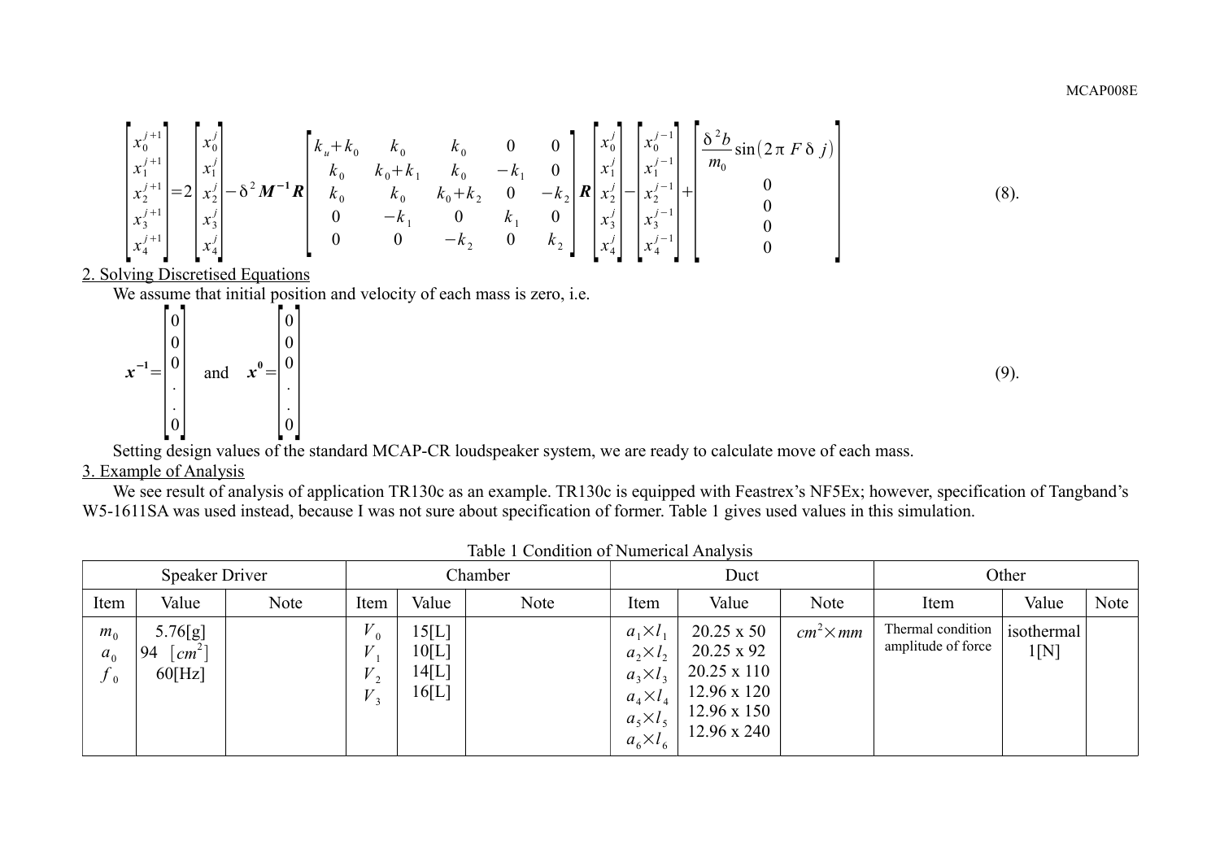$$
\begin{bmatrix} x_0^{j+1} \\ x_1^{j+1} \\ x_2^{j+1} \\ x_3^{j+1} \\ x_4^{j+1} \end{bmatrix} = 2 \begin{bmatrix} x_0^{j} \\ x_1^{j} \\ x_2^{j} \\ x_3^{j} \\ x_4^{j} \end{bmatrix} - \delta^2 \boldsymbol{M^{-1} R} \begin{bmatrix} k_u + k_0 & k_0 & k_0 & 0 & 0 \\ k_0 & k_0 + k_1 & k_0 & -k_1 & 0 \\ k_0 & k_0 & k_0 + k_2 & 0 & -k_2 \\ 0 & -k_1 & 0 & k_1 & 0 \\ 0 & 0 & -k_2 & 0 & k_2 \end{bmatrix} \boldsymbol{R} \begin{bmatrix} x_0^{j} \\ x_1^{j} \\ x_2^{j} \\ x_3^{j} \\ x_4^{j} \end{bmatrix} - \begin{bmatrix} x_0^{j-1} \\ x_1^{j-1} \\ x_2^{j-1} \\ x_3^{j-1} \\ x_4^{j-1} \end{bmatrix} + \begin{bmatrix} \frac{\delta^2 b}{m_0} \sin(2\pi F \delta j) \\ 0 \\ 0 \\ 0 \\ 0 \end{bmatrix} \quad (8).
$$

2. Solving Discretised Equations

We assume that initial position and velocity of each mass is zero, i.e.

$$
\boldsymbol{x^{-1}} = \begin{bmatrix} 0 \\ 0 \\ 0 \\ . \\ . \\ 0 \end{bmatrix} \quad \text{and} \quad \boldsymbol{x^{0}} = \begin{bmatrix} 0 \\ 0 \\ 0 \\ . \\ . \\ 0 \end{bmatrix} \quad (9).
$$

Setting design values of the standard MCAP-CR loudspeaker system, we are ready to calculate move of each mass.

3. Example of Analysis

We see result of analysis of application TR130c as an example. TR130c is equipped with Feastrex's NF5Ex; however, specification of Tangband's W5-1611SA was used instead, because I was not sure about specification of former. Table 1 gives used values in this simulation.

Table 1 Condition of Numerical Analysis

| Speaker Driver | | | Chamber | | | Duct | | | Other | | |
|---|---|---|---|---|---|---|---|---|---|---|---|
| Item | Value | Note | Item | Value | Note | Item | Value | Note | Item | Value | Note |
| $m_0$<br>$a_0$<br>$f_0$ | 5.76[g]<br>94 $[cm^2]$<br>60[Hz] | | $V_0$<br>$V_1$<br>$V_2$<br>$V_3$ | 15[L]<br>10[L]<br>14[L]<br>16[L] | | $a_1 \times l_1$<br>$a_2 \times l_2$<br>$a_3 \times l_3$<br>$a_4 \times l_4$<br>$a_5 \times l_5$<br>$a_6 \times l_6$ | 20.25 x 50<br>20.25 x 92<br>20.25 x 110<br>12.96 x 120<br>12.96 x 150<br>12.96 x 240 | $cm^2 \times mm$ | Thermal condition<br>amplitude of force | isothermal<br>1[N] | |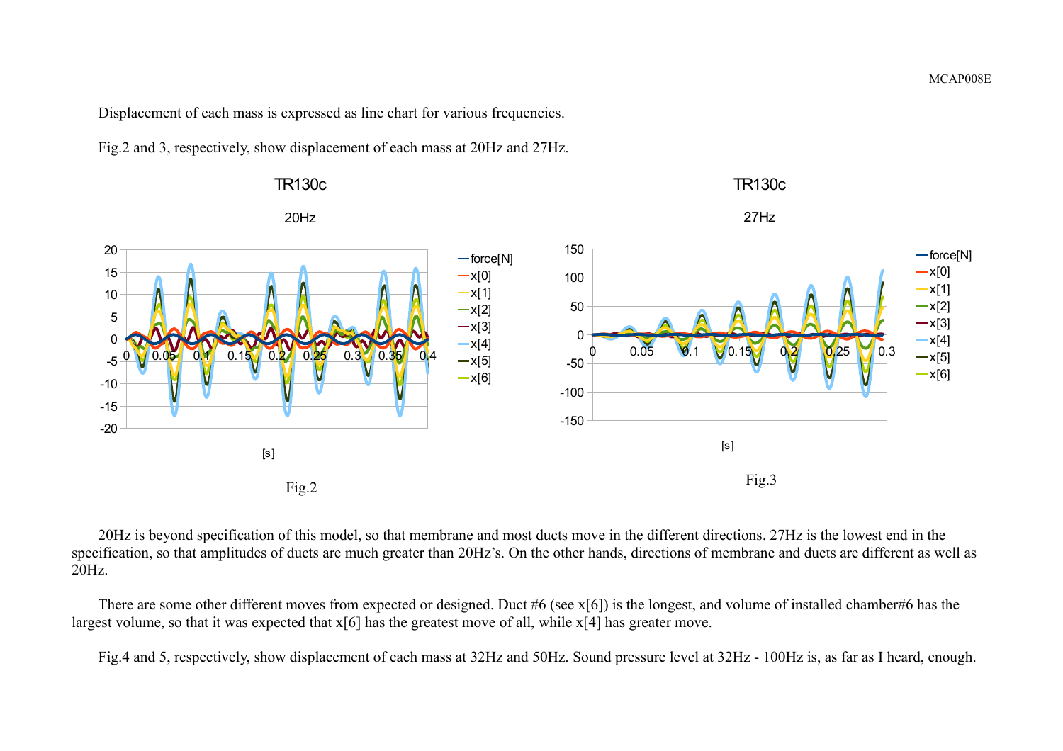Displacement of each mass is expressed as line chart for various frequencies.

Fig.2 and 3, respectively, show displacement of each mass at 20Hz and 27Hz.

Fig.2

Fig.3

20Hz is beyond specification of this model, so that membrane and most ducts move in the different directions. 27Hz is the lowest end in the specification, so that amplitudes of ducts are much greater than 20Hz's. On the other hands, directions of membrane and ducts are different as well as 20Hz.

There are some other different moves from expected or designed. Duct #6 (see x[6]) is the longest, and volume of installed chamber#6 has the largest volume, so that it was expected that x[6] has the greatest move of all, while x[4] has greater move.

Fig.4 and 5, respectively, show displacement of each mass at 32Hz and 50Hz. Sound pressure level at 32Hz - 100Hz is, as far as I heard, enough.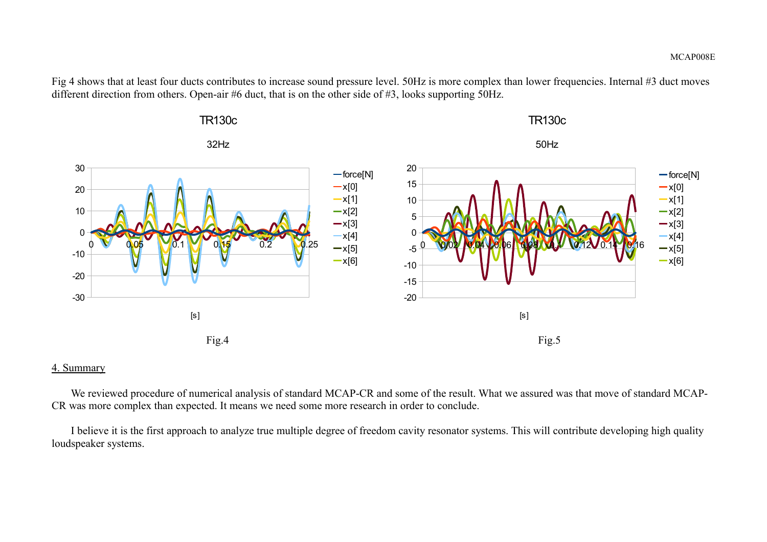Fig 4 shows that at least four ducts contributes to increase sound pressure level. 50Hz is more complex than lower frequencies. Internal #3 duct moves different direction from others. Open-air #6 duct, that is on the other side of #3, looks supporting 50Hz.

Fig.4

Fig.5

## 4. Summary

We reviewed procedure of numerical analysis of standard MCAP-CR and some of the result. What we assured was that move of standard MCAP-CR was more complex than expected. It means we need some more research in order to conclude.

I believe it is the first approach to analyze true multiple degree of freedom cavity resonator systems. This will contribute developing high quality loudspeaker systems.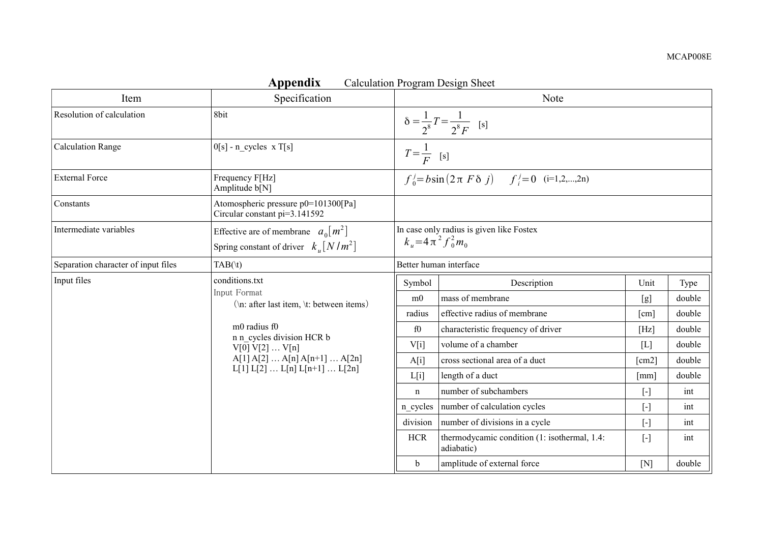## **Appendix** Calculation Program Design Sheet

| Item | Specification | Note |
|---|---|---|
| Resolution of calculation | 8bit | $\delta = \frac{1}{2^8} T = \frac{1}{2^8 F}$ [s] |
| Calculation Range | 0[s] - n_cycles x T[s] | $T = \frac{1}{F}$ [s] |
| External Force | Frequency F[Hz]<br>Amplitude b[N] | $f_0^j = b \sin(2\pi F \delta j)$ $f_i^j = 0$ (i=1,2,...,2n) |
| Constants | Atmospheric pressure p0=101300[Pa]<br>Circular constant pi=3.141592 | |
| Intermediate variables | Effective are of membrane $a_0 [m^2]$<br>Spring constant of driver $k_u [N/m^2]$ | In case only radius is given like Fostex<br>$k_u = 4\pi^2 f_0^2 m_0$ |
| Separation character of input files | TAB(\t) | Better human interface |
| Input files | conditions.txt<br>Input Format<br>(\n: after last item, \t: between items)<br><br>m0 radius f0<br>n n_cycles division HCR b<br>V[0] V[2] … V[n]<br>A[1] A[2] … A[n] A[n+1] … A[2n]<br>L[1] L[2] … L[n] L[n+1] … L[2n] | (see table below) |

| Symbol | Description | Unit | Type |
|---|---|---|---|
| m0 | mass of membrane | [g] | double |
| radius | effective radius of membrane | [cm] | double |
| f0 | characteristic frequency of driver | [Hz] | double |
| V[i] | volume of a chamber | [L] | double |
| A[i] | cross sectional area of a duct | [cm2] | double |
| L[i] | length of a duct | [mm] | double |
| n | number of subchambers | [-] | int |
| n_cycles | number of calculation cycles | [-] | int |
| division | number of divisions in a cycle | [-] | int |
| HCR | thermodycamic condition (1: isothermal, 1.4: adiabatic) | [-] | int |
| b | amplitude of external force | [N] | double |